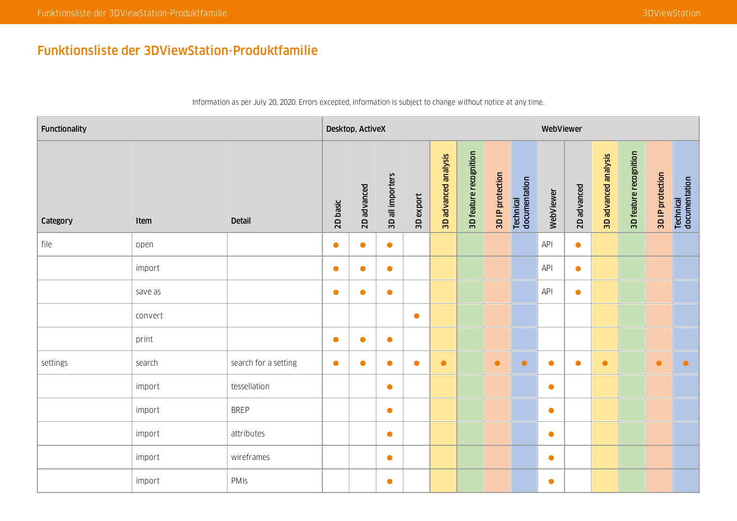## Funktionsliste der 3DViewStation-Produktfamilie

Information as per July 20, 2020. Errors excepted, information is subject to change without notice at any time.

| Functionality | | | Desktop, ActiveX | | | | | | | | WebViewer | | | | | |
|---|---|---|---|---|---|---|---|---|---|---|---|---|---|---|---|---|
| Category | Item | Detail | 2D basic | 2D advanced | 3D all importers | 3D export | 3D advanced analysis | 3D feature recognition | 3D IP protection | Technical documentation | WebViewer | 2D advanced | 3D advanced analysis | 3D feature recognition | 3D IP protection | Technical documentation |
| file | open | | ● | ● | ● | | | | | | API | ● | | | | |
| | import | | ● | ● | ● | | | | | | API | ● | | | | |
| | save as | | ● | ● | ● | | | | | | API | ● | | | | |
| | convert | | | | | ● | | | | | | | | | | |
| | print | | ● | ● | ● | | | | | | | | | | | |
| settings | search | search for a setting | ● | ● | ● | ● | ● | | ● | ● | ● | ● | ● | | ● | ● |
| | import | tessellation | | | ● | | | | | | ● | | | | | |
| | import | BREP | | | ● | | | | | | ● | | | | | |
| | import | attributes | | | ● | | | | | | ● | | | | | |
| | import | wireframes | | | ● | | | | | | ● | | | | | |
| | import | PMIs | | | ● | | | | | | ● | | | | | |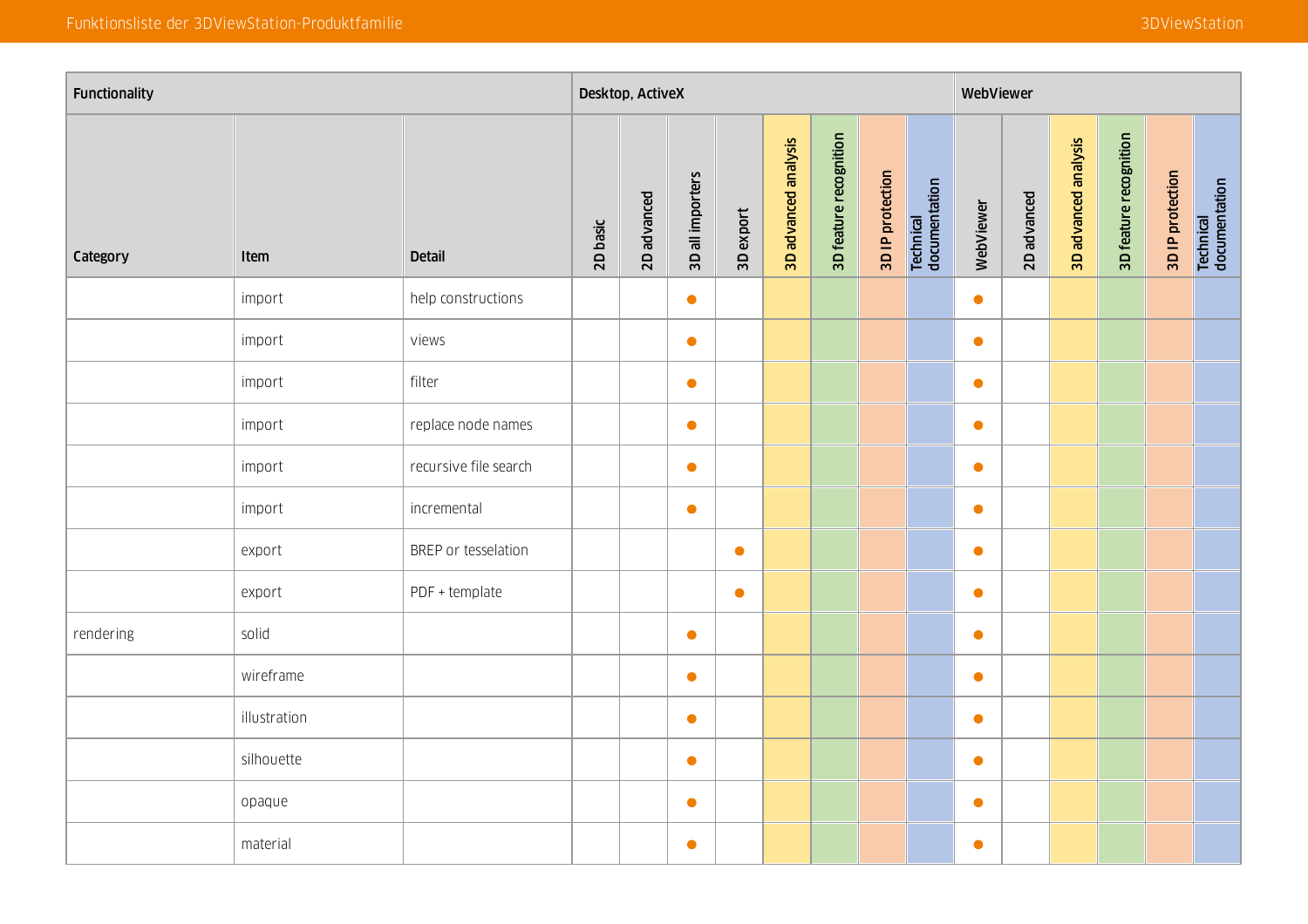| Functionality | | | Desktop, ActiveX | | | | | | | | WebViewer | | | | | |
|---|---|---|---|---|---|---|---|---|---|---|---|---|---|---|---|---|
| Category | Item | Detail | 2D basic | 2D advanced | 3D all importers | 3D export | 3D advanced analysis | 3D feature recognition | 3D IP protection | Technical documentation | WebViewer | 2D advanced | 3D advanced analysis | 3D feature recognition | 3D IP protection | Technical documentation |
| | import | help constructions | | | ● | | | | | | ● | | | | | |
| | import | views | | | ● | | | | | | ● | | | | | |
| | import | filter | | | ● | | | | | | ● | | | | | |
| | import | replace node names | | | ● | | | | | | ● | | | | | |
| | import | recursive file search | | | ● | | | | | | ● | | | | | |
| | import | incremental | | | ● | | | | | | ● | | | | | |
| | export | BREP or tesselation | | | | ● | | | | | ● | | | | | |
| | export | PDF + template | | | | ● | | | | | ● | | | | | |
| rendering | solid | | | | ● | | | | | | ● | | | | | |
| | wireframe | | | | ● | | | | | | ● | | | | | |
| | illustration | | | | ● | | | | | | ● | | | | | |
| | silhouette | | | | ● | | | | | | ● | | | | | |
| | opaque | | | | ● | | | | | | ● | | | | | |
| | material | | | | ● | | | | | | ● | | | | | |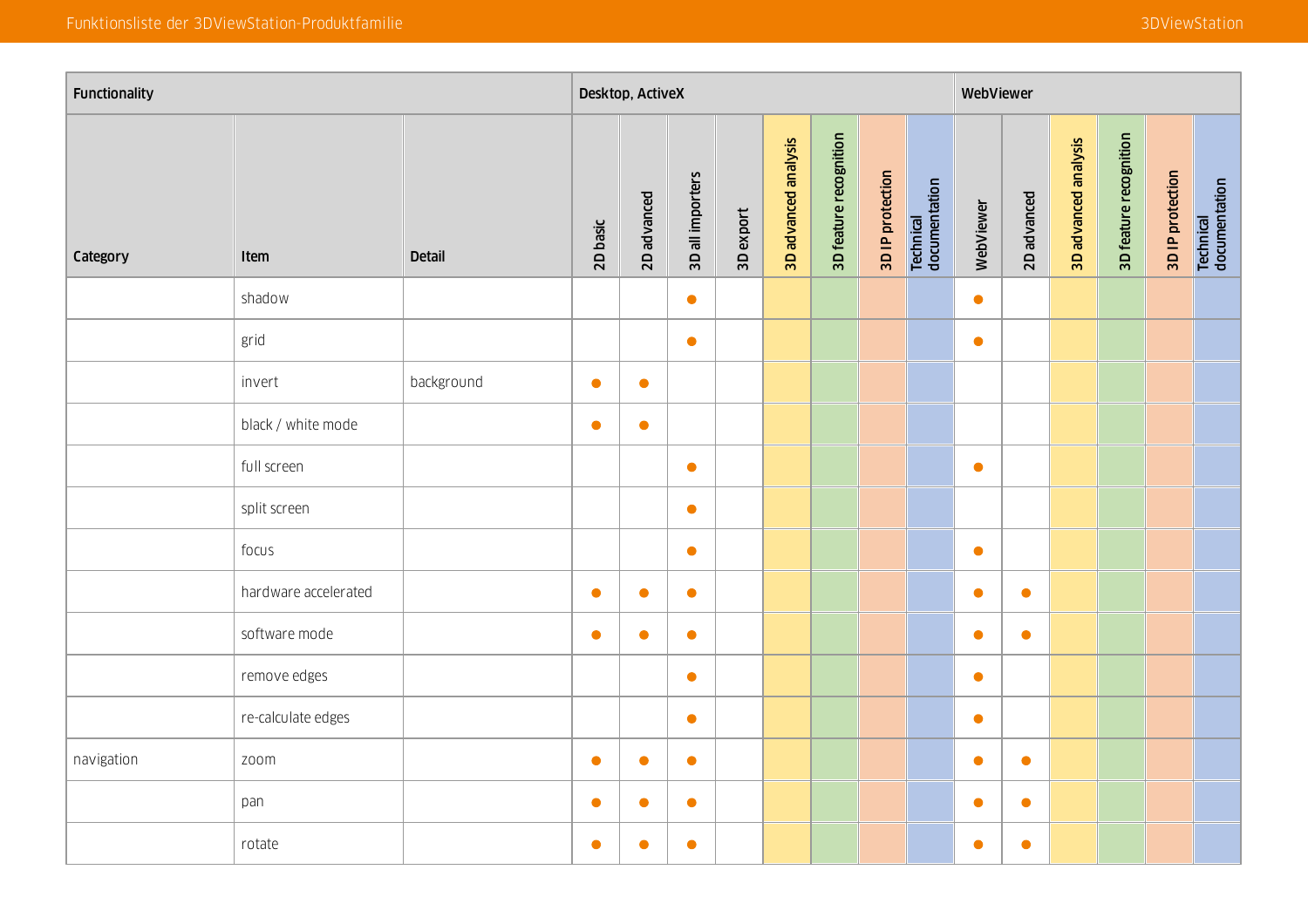| Functionality | | | Desktop, ActiveX | | | | | | | | WebViewer | | | | | |
|---|---|---|---|---|---|---|---|---|---|---|---|---|---|---|---|---|
| Category | Item | Detail | 2D basic | 2D advanced | 3D all importers | 3D export | 3D advanced analysis | 3D feature recognition | 3D IP protection | Technical documentation | WebViewer | 2D advanced | 3D advanced analysis | 3D feature recognition | 3D IP protection | Technical documentation |
| | shadow | | | | ● | | | | | | ● | | | | | |
| | grid | | | | ● | | | | | | ● | | | | | |
| | invert | background | ● | ● | | | | | | | | | | | | |
| | black / white mode | | ● | ● | | | | | | | | | | | | |
| | full screen | | | | ● | | | | | | ● | | | | | |
| | split screen | | | | ● | | | | | | | | | | | |
| | focus | | | | ● | | | | | | ● | | | | | |
| | hardware accelerated | | ● | ● | ● | | | | | | ● | ● | | | | |
| | software mode | | ● | ● | ● | | | | | | ● | ● | | | | |
| | remove edges | | | | ● | | | | | | ● | | | | | |
| | re-calculate edges | | | | ● | | | | | | ● | | | | | |
| navigation | zoom | | ● | ● | ● | | | | | | ● | ● | | | | |
| | pan | | ● | ● | ● | | | | | | ● | ● | | | | |
| | rotate | | ● | ● | ● | | | | | | ● | ● | | | | |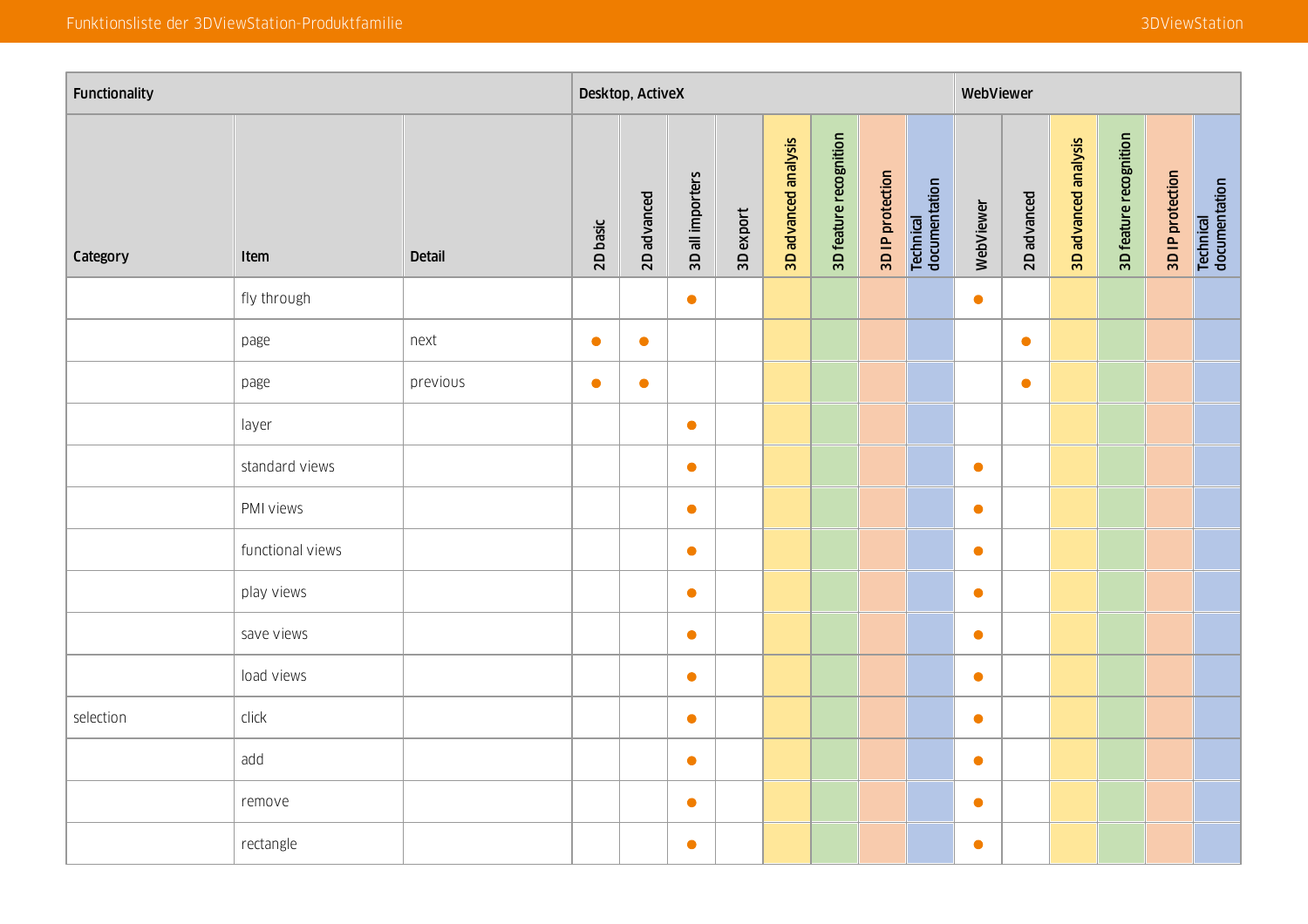| Functionality | | | Desktop, ActiveX | | | | | | | | WebViewer | | | | | |
|---|---|---|---|---|---|---|---|---|---|---|---|---|---|---|---|---|
| Category | Item | Detail | 2D basic | 2D advanced | 3D all importers | 3D export | 3D advanced analysis | 3D feature recognition | 3D IP protection | Technical documentation | WebViewer | 2D advanced | 3D advanced analysis | 3D feature recognition | 3D IP protection | Technical documentation |
| | fly through | | | | ● | | | | | | ● | | | | | |
| | page | next | ● | ● | | | | | | | | ● | | | | |
| | page | previous | ● | ● | | | | | | | | ● | | | | |
| | layer | | | | ● | | | | | | | | | | | |
| | standard views | | | | ● | | | | | | ● | | | | | |
| | PMI views | | | | ● | | | | | | ● | | | | | |
| | functional views | | | | ● | | | | | | ● | | | | | |
| | play views | | | | ● | | | | | | ● | | | | | |
| | save views | | | | ● | | | | | | ● | | | | | |
| | load views | | | | ● | | | | | | ● | | | | | |
| selection | click | | | | ● | | | | | | ● | | | | | |
| | add | | | | ● | | | | | | ● | | | | | |
| | remove | | | | ● | | | | | | ● | | | | | |
| | rectangle | | | | ● | | | | | | ● | | | | | |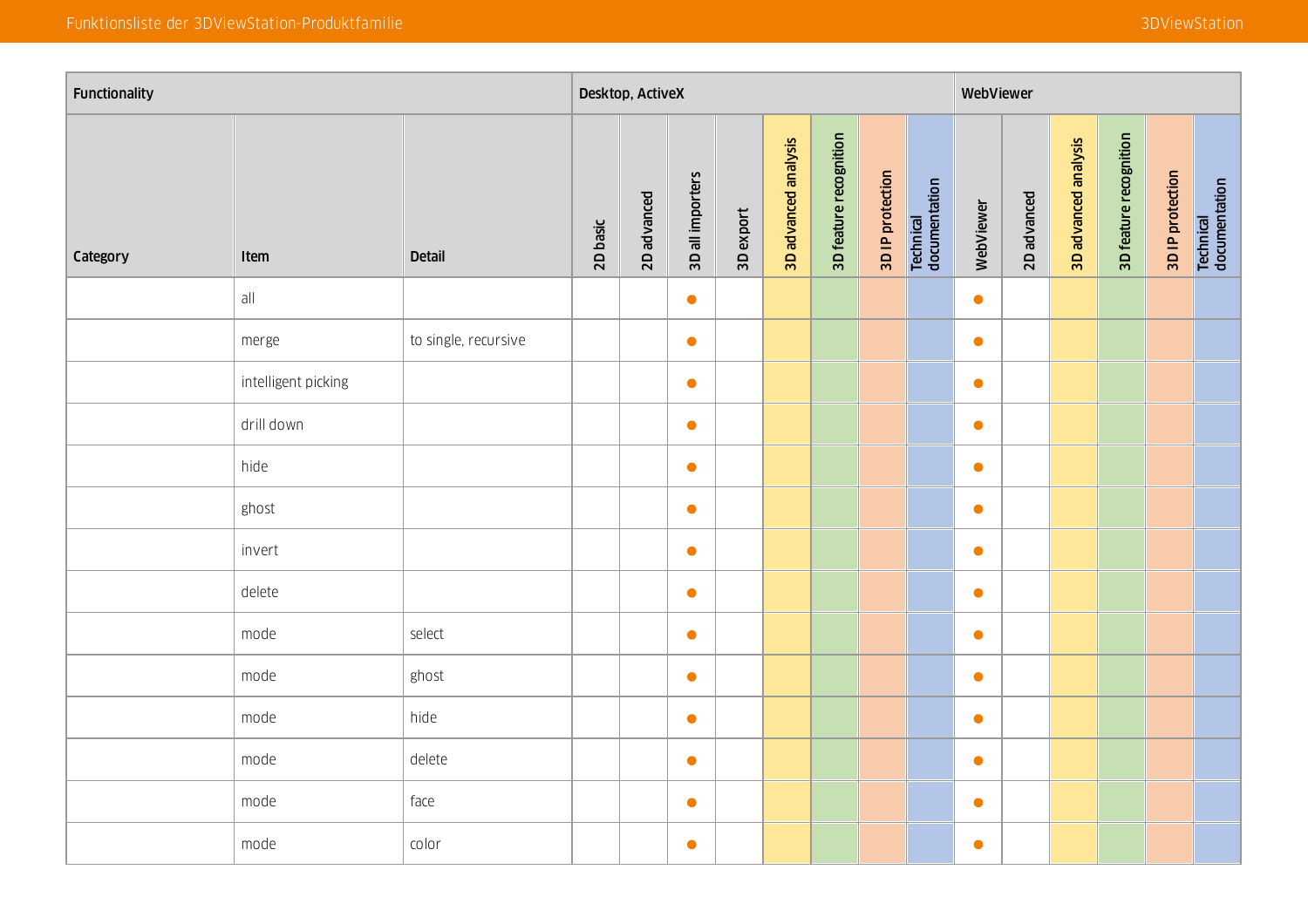| Functionality | | | Desktop, ActiveX | | | | | | | | WebViewer | | | | | |
|---|---|---|---|---|---|---|---|---|---|---|---|---|---|---|---|---|
| Category | Item | Detail | 2D basic | 2D advanced | 3D all importers | 3D export | 3D advanced analysis | 3D feature recognition | 3D IP protection | Technical documentation | WebViewer | 2D advanced | 3D advanced analysis | 3D feature recognition | 3D IP protection | Technical documentation |
| | all | | | | ● | | | | | | ● | | | | | |
| | merge | to single, recursive | | | ● | | | | | | ● | | | | | |
| | intelligent picking | | | | ● | | | | | | ● | | | | | |
| | drill down | | | | ● | | | | | | ● | | | | | |
| | hide | | | | ● | | | | | | ● | | | | | |
| | ghost | | | | ● | | | | | | ● | | | | | |
| | invert | | | | ● | | | | | | ● | | | | | |
| | delete | | | | ● | | | | | | ● | | | | | |
| | mode | select | | | ● | | | | | | ● | | | | | |
| | mode | ghost | | | ● | | | | | | ● | | | | | |
| | mode | hide | | | ● | | | | | | ● | | | | | |
| | mode | delete | | | ● | | | | | | ● | | | | | |
| | mode | face | | | ● | | | | | | ● | | | | | |
| | mode | color | | | ● | | | | | | ● | | | | | |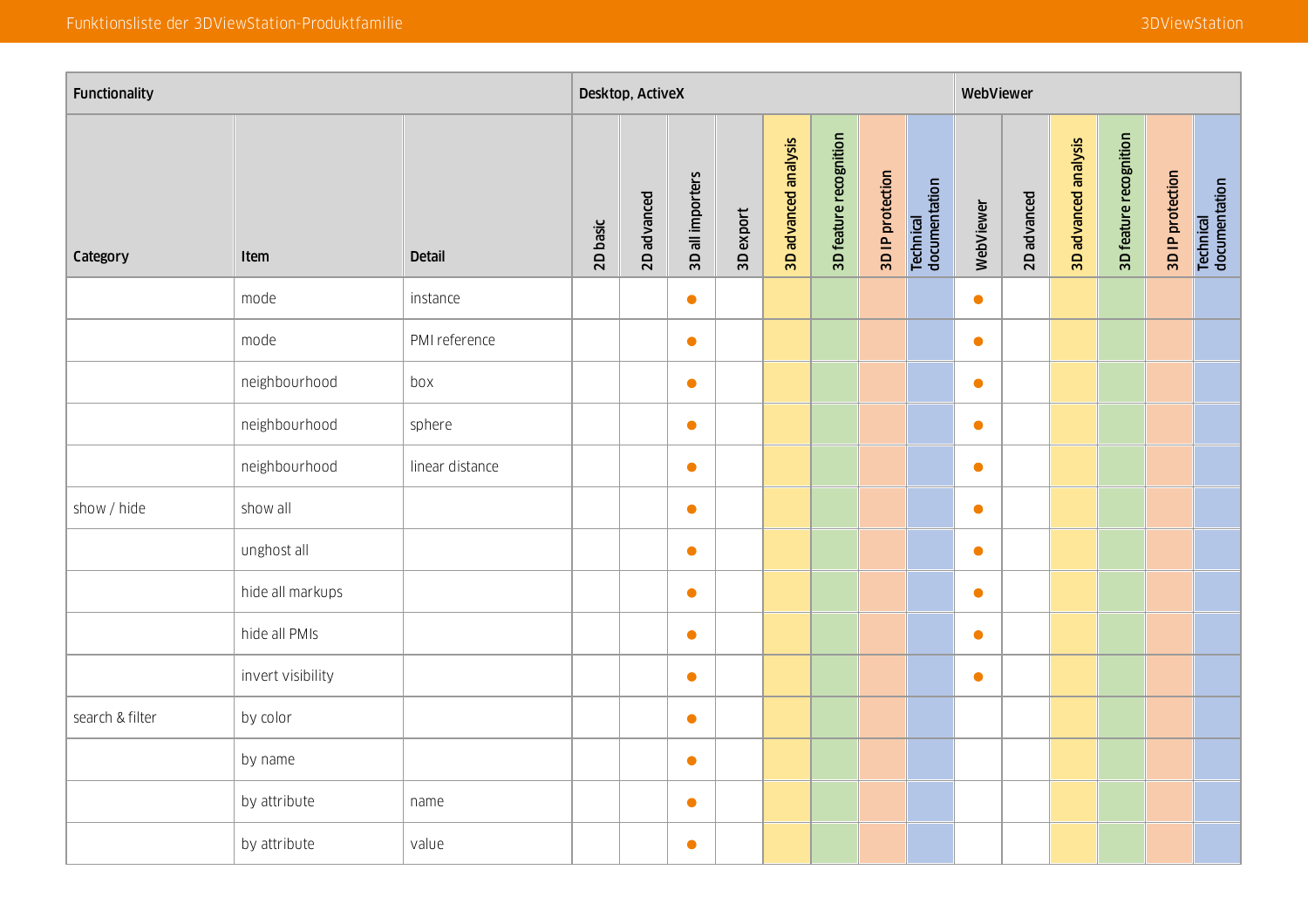| Functionality | | | Desktop, ActiveX | | | | | | | | WebViewer | | | | | |
|---|---|---|---|---|---|---|---|---|---|---|---|---|---|---|---|---|
| Category | Item | Detail | 2D basic | 2D advanced | 3D all importers | 3D export | 3D advanced analysis | 3D feature recognition | 3D IP protection | Technical documentation | WebViewer | 2D advanced | 3D advanced analysis | 3D feature recognition | 3D IP protection | Technical documentation |
| | mode | instance | | | ● | | | | | | ● | | | | | |
| | mode | PMI reference | | | ● | | | | | | ● | | | | | |
| | neighbourhood | box | | | ● | | | | | | ● | | | | | |
| | neighbourhood | sphere | | | ● | | | | | | ● | | | | | |
| | neighbourhood | linear distance | | | ● | | | | | | ● | | | | | |
| show / hide | show all | | | | ● | | | | | | ● | | | | | |
| | unghost all | | | | ● | | | | | | ● | | | | | |
| | hide all markups | | | | ● | | | | | | ● | | | | | |
| | hide all PMIs | | | | ● | | | | | | ● | | | | | |
| | invert visibility | | | | ● | | | | | | ● | | | | | |
| search & filter | by color | | | | ● | | | | | | | | | | | |
| | by name | | | | ● | | | | | | | | | | | |
| | by attribute | name | | | ● | | | | | | | | | | | |
| | by attribute | value | | | ● | | | | | | | | | | | |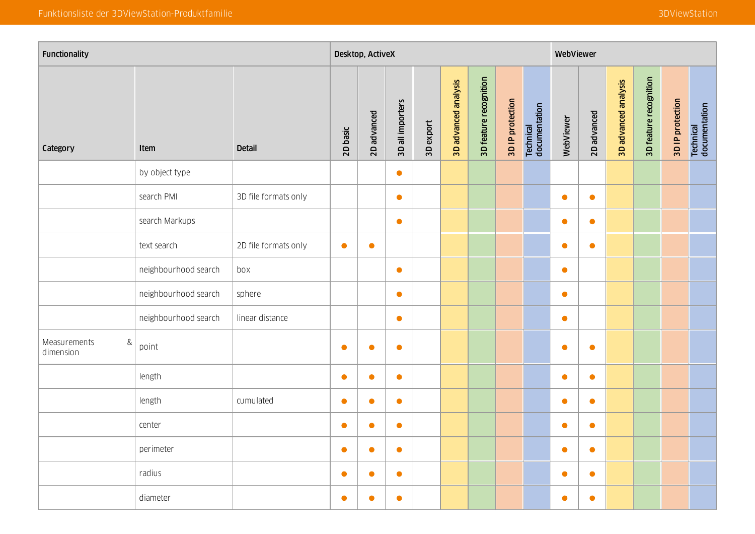| Functionality | | | Desktop, ActiveX | | | | | | | | WebViewer | | | | | |
|---|---|---|---|---|---|---|---|---|---|---|---|---|---|---|---|---|
| Category | Item | Detail | 2D basic | 2D advanced | 3D all importers | 3D export | 3D advanced analysis | 3D feature recognition | 3D IP protection | Technical documentation | WebViewer | 2D advanced | 3D advanced analysis | 3D feature recognition | 3D IP protection | Technical documentation |
| | by object type | | | | ● | | | | | | | | | | | |
| | search PMI | 3D file formats only | | | ● | | | | | | ● | ● | | | | |
| | search Markups | | | | ● | | | | | | ● | ● | | | | |
| | text search | 2D file formats only | ● | ● | | | | | | | ● | ● | | | | |
| | neighbourhood search | box | | | ● | | | | | | ● | | | | | |
| | neighbourhood search | sphere | | | ● | | | | | | ● | | | | | |
| | neighbourhood search | linear distance | | | ● | | | | | | ● | | | | | |
| Measurements & dimension | point | | ● | ● | ● | | | | | | ● | ● | | | | |
| | length | | ● | ● | ● | | | | | | ● | ● | | | | |
| | length | cumulated | ● | ● | ● | | | | | | ● | ● | | | | |
| | center | | ● | ● | ● | | | | | | ● | ● | | | | |
| | perimeter | | ● | ● | ● | | | | | | ● | ● | | | | |
| | radius | | ● | ● | ● | | | | | | ● | ● | | | | |
| | diameter | | ● | ● | ● | | | | | | ● | ● | | | | |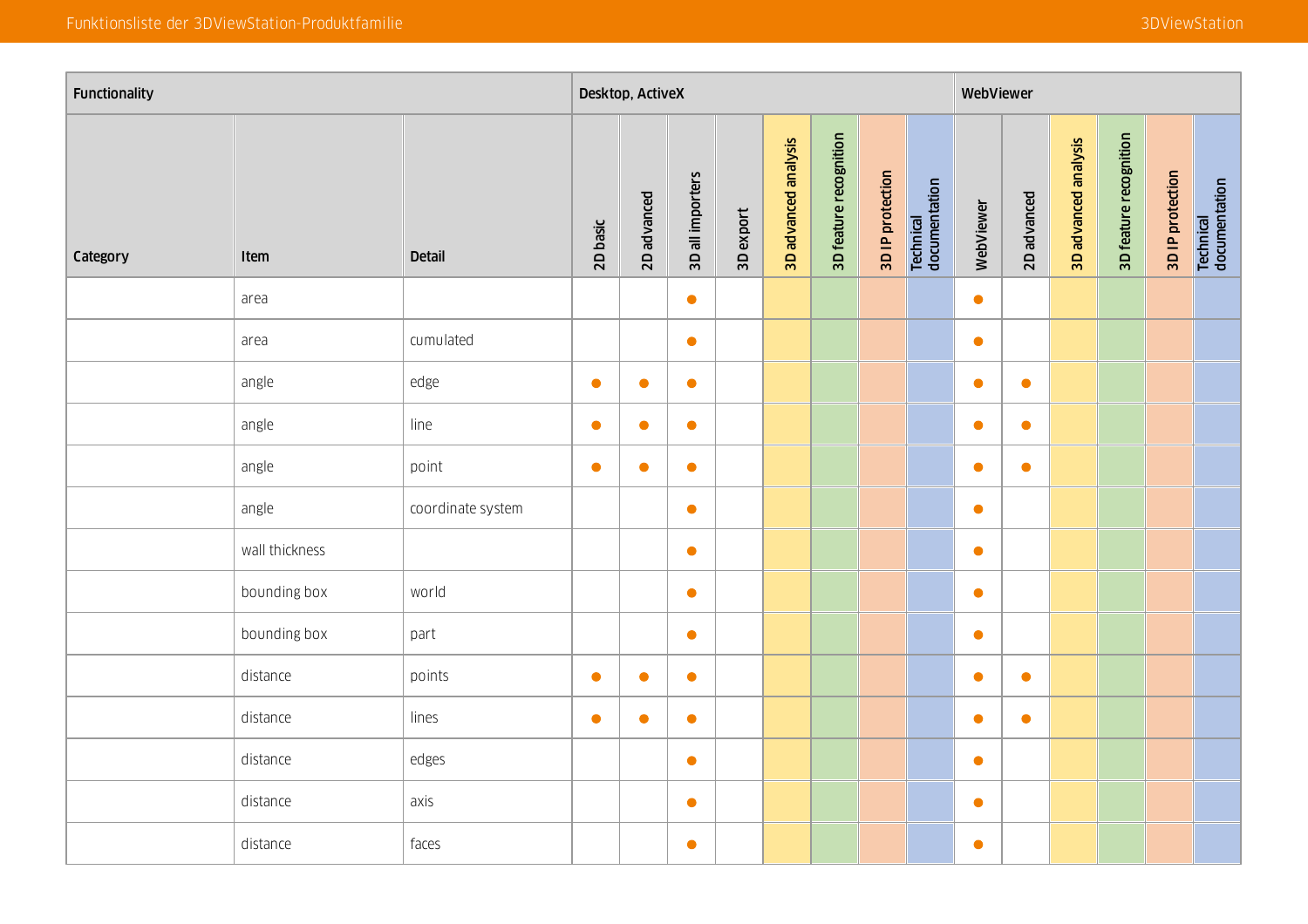| Functionality | | | Desktop, ActiveX | | | | | | | | WebViewer | | | | | |
|---|---|---|---|---|---|---|---|---|---|---|---|---|---|---|---|---|
| Category | Item | Detail | 2D basic | 2D advanced | 3D all importers | 3D export | 3D advanced analysis | 3D feature recognition | 3D IP protection | Technical documentation | WebViewer | 2D advanced | 3D advanced analysis | 3D feature recognition | 3D IP protection | Technical documentation |
| | area | | | | ● | | | | | | ● | | | | | |
| | area | cumulated | | | ● | | | | | | ● | | | | | |
| | angle | edge | ● | ● | ● | | | | | | ● | ● | | | | |
| | angle | line | ● | ● | ● | | | | | | ● | ● | | | | |
| | angle | point | ● | ● | ● | | | | | | ● | ● | | | | |
| | angle | coordinate system | | | ● | | | | | | ● | | | | | |
| | wall thickness | | | | ● | | | | | | ● | | | | | |
| | bounding box | world | | | ● | | | | | | ● | | | | | |
| | bounding box | part | | | ● | | | | | | ● | | | | | |
| | distance | points | ● | ● | ● | | | | | | ● | ● | | | | |
| | distance | lines | ● | ● | ● | | | | | | ● | ● | | | | |
| | distance | edges | | | ● | | | | | | ● | | | | | |
| | distance | axis | | | ● | | | | | | ● | | | | | |
| | distance | faces | | | ● | | | | | | ● | | | | | |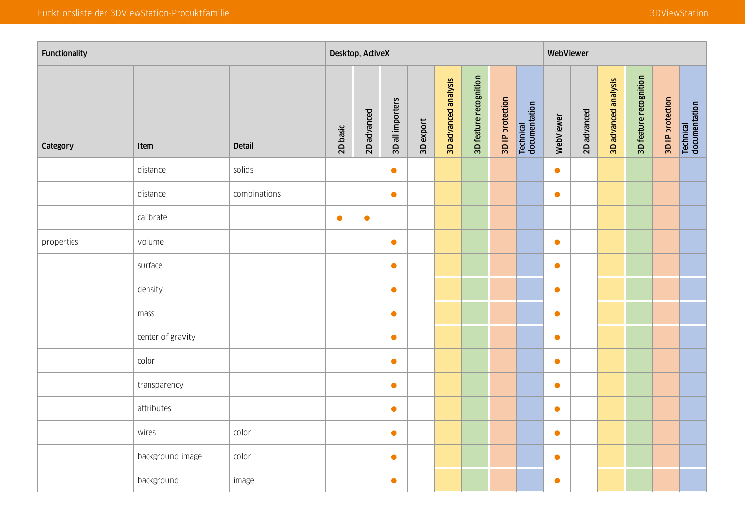| Functionality | | | Desktop, ActiveX | | | | | | | | WebViewer | | | | | |
|---|---|---|---|---|---|---|---|---|---|---|---|---|---|---|---|---|
| Category | Item | Detail | 2D basic | 2D advanced | 3D all importers | 3D export | 3D advanced analysis | 3D feature recognition | 3D IP protection | Technical documentation | WebViewer | 2D advanced | 3D advanced analysis | 3D feature recognition | 3D IP protection | Technical documentation |
| | distance | solids | | | ● | | | | | | ● | | | | | |
| | distance | combinations | | | ● | | | | | | ● | | | | | |
| | calibrate | | ● | ● | | | | | | | | | | | | |
| properties | volume | | | | ● | | | | | | ● | | | | | |
| | surface | | | | ● | | | | | | ● | | | | | |
| | density | | | | ● | | | | | | ● | | | | | |
| | mass | | | | ● | | | | | | ● | | | | | |
| | center of gravity | | | | ● | | | | | | ● | | | | | |
| | color | | | | ● | | | | | | ● | | | | | |
| | transparency | | | | ● | | | | | | ● | | | | | |
| | attributes | | | | ● | | | | | | ● | | | | | |
| | wires | color | | | ● | | | | | | ● | | | | | |
| | background image | color | | | ● | | | | | | ● | | | | | |
| | background | image | | | ● | | | | | | ● | | | | | |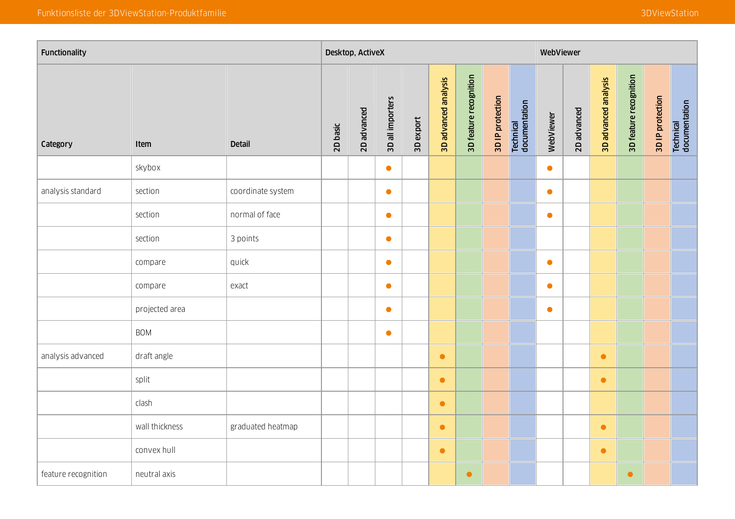| Functionality | | | Desktop, ActiveX | | | | | | | | WebViewer | | | | | |
|---|---|---|---|---|---|---|---|---|---|---|---|---|---|---|---|---|
| Category | Item | Detail | 2D basic | 2D advanced | 3D all importers | 3D export | 3D advanced analysis | 3D feature recognition | 3D IP protection | Technical documentation | WebViewer | 2D advanced | 3D advanced analysis | 3D feature recognition | 3D IP protection | Technical documentation |
| | skybox | | | | ● | | | | | | ● | | | | | |
| analysis standard | section | coordinate system | | | ● | | | | | | ● | | | | | |
| | section | normal of face | | | ● | | | | | | ● | | | | | |
| | section | 3 points | | | ● | | | | | | | | | | | |
| | compare | quick | | | ● | | | | | | ● | | | | | |
| | compare | exact | | | ● | | | | | | ● | | | | | |
| | projected area | | | | ● | | | | | | ● | | | | | |
| | BOM | | | | ● | | | | | | | | | | | |
| analysis advanced | draft angle | | | | | | ● | | | | | | ● | | | |
| | split | | | | | | ● | | | | | | ● | | | |
| | clash | | | | | | ● | | | | | | | | | |
| | wall thickness | graduated heatmap | | | | | ● | | | | | | ● | | | |
| | convex hull | | | | | | ● | | | | | | ● | | | |
| feature recognition | neutral axis | | | | | | | ● | | | | | | ● | | |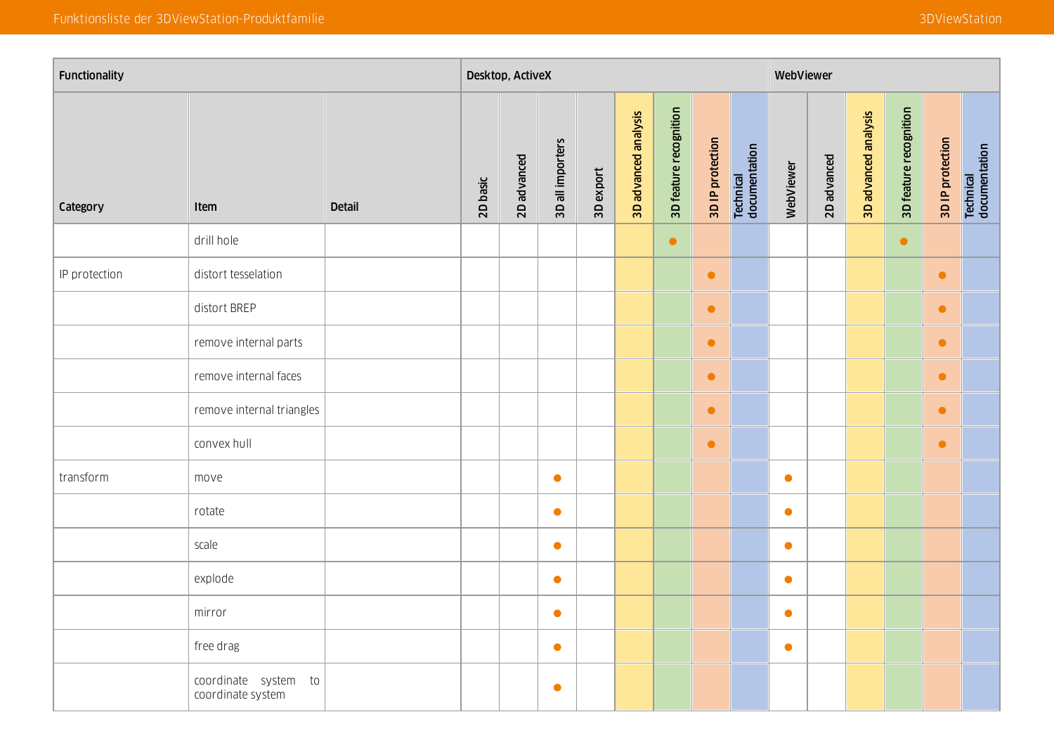| Functionality | | | Desktop, ActiveX | | | | | | | | WebViewer | | | | | |
|---|---|---|---|---|---|---|---|---|---|---|---|---|---|---|---|---|
| Category | Item | Detail | 2D basic | 2D advanced | 3D all importers | 3D export | 3D advanced analysis | 3D feature recognition | 3D IP protection | Technical documentation | WebViewer | 2D advanced | 3D advanced analysis | 3D feature recognition | 3D IP protection | Technical documentation |
| | drill hole | | | | | | | ● | | | | | | ● | | |
| IP protection | distort tesselation | | | | | | | | ● | | | | | | ● | |
| | distort BREP | | | | | | | | ● | | | | | | ● | |
| | remove internal parts | | | | | | | | ● | | | | | | ● | |
| | remove internal faces | | | | | | | | ● | | | | | | ● | |
| | remove internal triangles | | | | | | | | ● | | | | | | ● | |
| | convex hull | | | | | | | | ● | | | | | | ● | |
| transform | move | | | | ● | | | | | | ● | | | | | |
| | rotate | | | | ● | | | | | | ● | | | | | |
| | scale | | | | ● | | | | | | ● | | | | | |
| | explode | | | | ● | | | | | | ● | | | | | |
| | mirror | | | | ● | | | | | | ● | | | | | |
| | free drag | | | | ● | | | | | | ● | | | | | |
| | coordinate system to coordinate system | | | | ● | | | | | | | | | | | |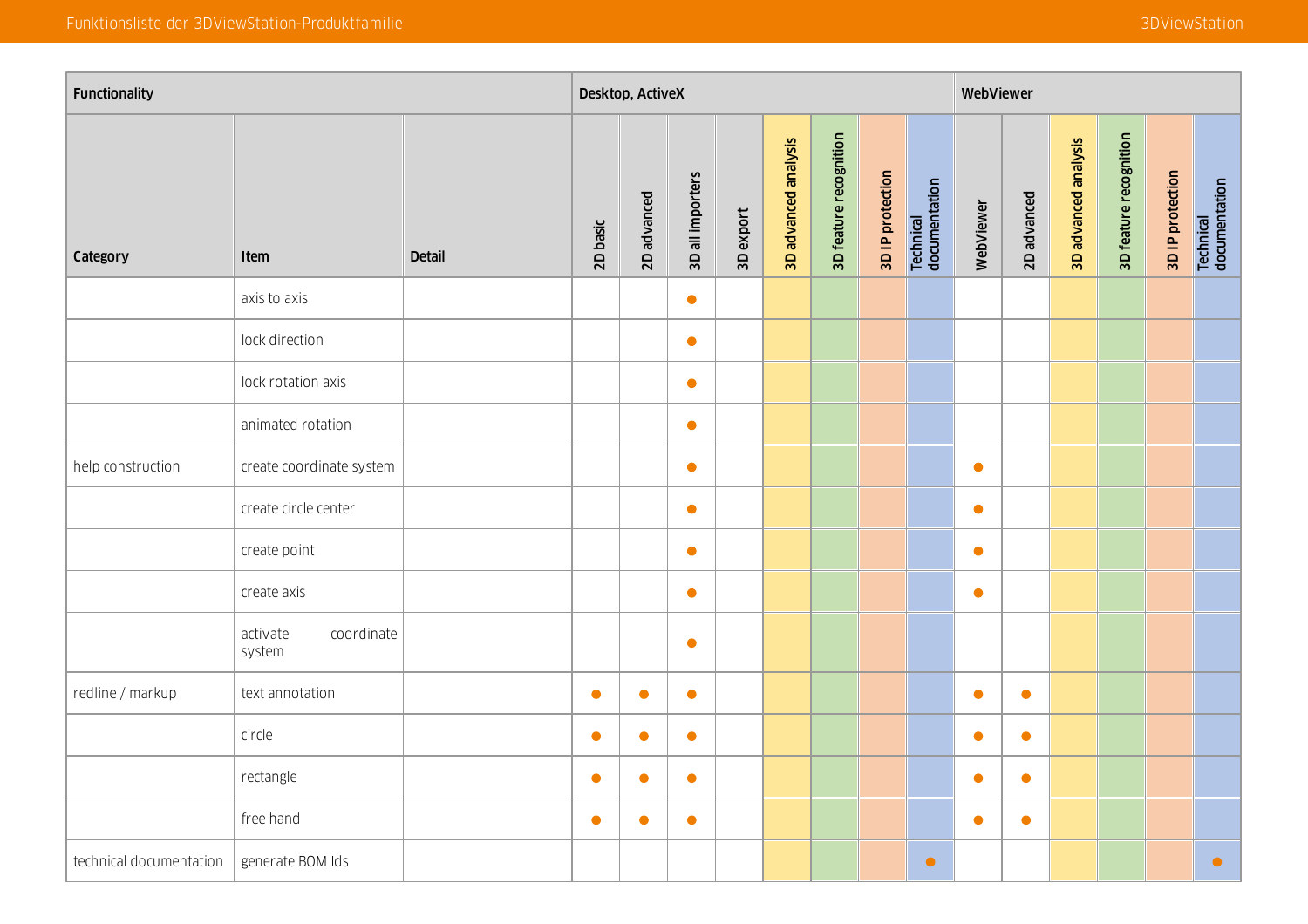| Functionality | | | Desktop, ActiveX | | | | | | | | WebViewer | | | | | |
|---|---|---|---|---|---|---|---|---|---|---|---|---|---|---|---|---|
| Category | Item | Detail | 2D basic | 2D advanced | 3D all importers | 3D export | 3D advanced analysis | 3D feature recognition | 3D IP protection | Technical documentation | WebViewer | 2D advanced | 3D advanced analysis | 3D feature recognition | 3D IP protection | Technical documentation |
| | axis to axis | | | | ● | | | | | | | | | | | |
| | lock direction | | | | ● | | | | | | | | | | | |
| | lock rotation axis | | | | ● | | | | | | | | | | | |
| | animated rotation | | | | ● | | | | | | | | | | | |
| help construction | create coordinate system | | | | ● | | | | | | ● | | | | | |
| | create circle center | | | | ● | | | | | | ● | | | | | |
| | create point | | | | ● | | | | | | ● | | | | | |
| | create axis | | | | ● | | | | | | ● | | | | | |
| | activate coordinate system | | | | ● | | | | | | | | | | | |
| redline / markup | text annotation | | ● | ● | ● | | | | | | ● | ● | | | | |
| | circle | | ● | ● | ● | | | | | | ● | ● | | | | |
| | rectangle | | ● | ● | ● | | | | | | ● | ● | | | | |
| | free hand | | ● | ● | ● | | | | | | ● | ● | | | | |
| technical documentation | generate BOM Ids | | | | | | | | | ● | | | | | | ● |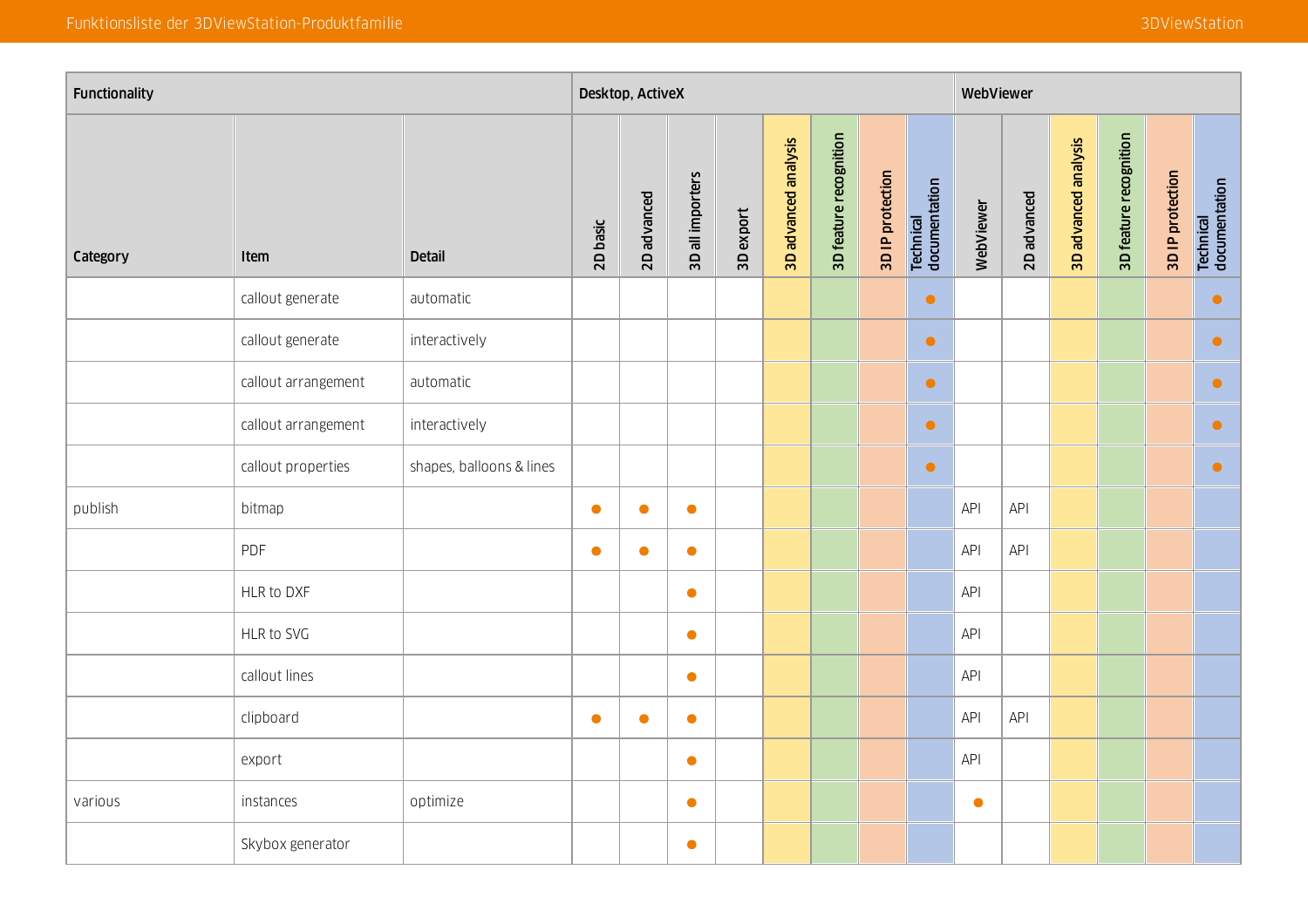| Functionality | | | Desktop, ActiveX | | | | | | | | WebViewer | | | | | |
|---|---|---|---|---|---|---|---|---|---|---|---|---|---|---|---|---|
| Category | Item | Detail | 2D basic | 2D advanced | 3D all importers | 3D export | 3D advanced analysis | 3D feature recognition | 3D IP protection | Technical documentation | WebViewer | 2D advanced | 3D advanced analysis | 3D feature recognition | 3D IP protection | Technical documentation |
| | callout generate | automatic | | | | | | | | ● | | | | | | ● |
| | callout generate | interactively | | | | | | | | ● | | | | | | ● |
| | callout arrangement | automatic | | | | | | | | ● | | | | | | ● |
| | callout arrangement | interactively | | | | | | | | ● | | | | | | ● |
| | callout properties | shapes, balloons & lines | | | | | | | | ● | | | | | | ● |
| publish | bitmap | | ● | ● | ● | | | | | | API | API | | | | |
| | PDF | | ● | ● | ● | | | | | | API | API | | | | |
| | HLR to DXF | | | | ● | | | | | | API | | | | | |
| | HLR to SVG | | | | ● | | | | | | API | | | | | |
| | callout lines | | | | ● | | | | | | API | | | | | |
| | clipboard | | ● | ● | ● | | | | | | API | API | | | | |
| | export | | | | ● | | | | | | API | | | | | |
| various | instances | optimize | | | ● | | | | | | ● | | | | | |
| | Skybox generator | | | | ● | | | | | | | | | | | |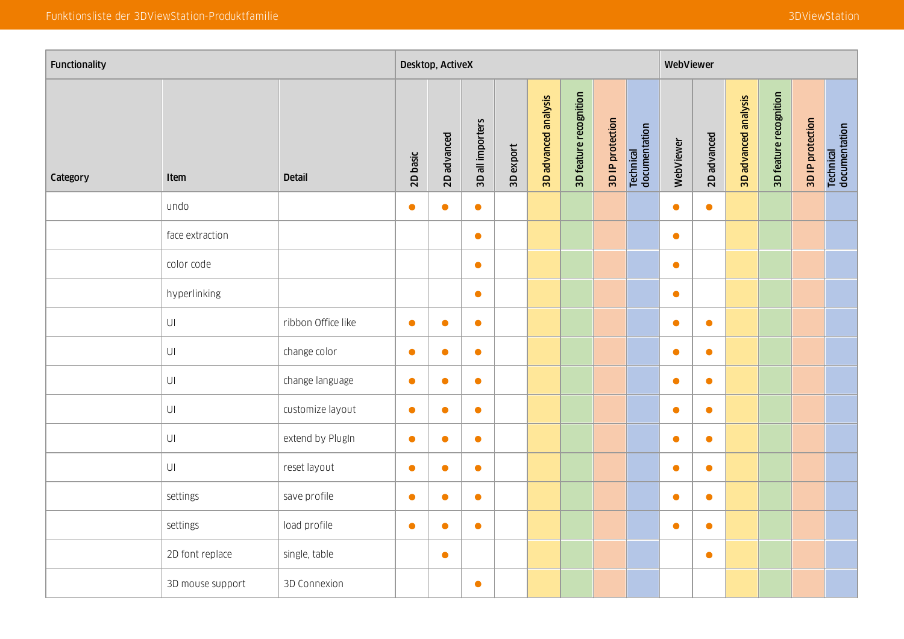| Functionality | | | Desktop, ActiveX | | | | | | | | WebViewer | | | | | |
|---|---|---|---|---|---|---|---|---|---|---|---|---|---|---|---|---|
| Category | Item | Detail | 2D basic | 2D advanced | 3D all importers | 3D export | 3D advanced analysis | 3D feature recognition | 3D IP protection | Technical documentation | WebViewer | 2D advanced | 3D advanced analysis | 3D feature recognition | 3D IP protection | Technical documentation |
| | undo | | ● | ● | ● | | | | | | ● | ● | | | | |
| | face extraction | | | | ● | | | | | | ● | | | | | |
| | color code | | | | ● | | | | | | ● | | | | | |
| | hyperlinking | | | | ● | | | | | | ● | | | | | |
| | UI | ribbon Office like | ● | ● | ● | | | | | | ● | ● | | | | |
| | UI | change color | ● | ● | ● | | | | | | ● | ● | | | | |
| | UI | change language | ● | ● | ● | | | | | | ● | ● | | | | |
| | UI | customize layout | ● | ● | ● | | | | | | ● | ● | | | | |
| | UI | extend by PlugIn | ● | ● | ● | | | | | | ● | ● | | | | |
| | UI | reset layout | ● | ● | ● | | | | | | ● | ● | | | | |
| | settings | save profile | ● | ● | ● | | | | | | ● | ● | | | | |
| | settings | load profile | ● | ● | ● | | | | | | ● | ● | | | | |
| | 2D font replace | single, table | | ● | | | | | | | | ● | | | | |
| | 3D mouse support | 3D Connexion | | | ● | | | | | | | | | | | |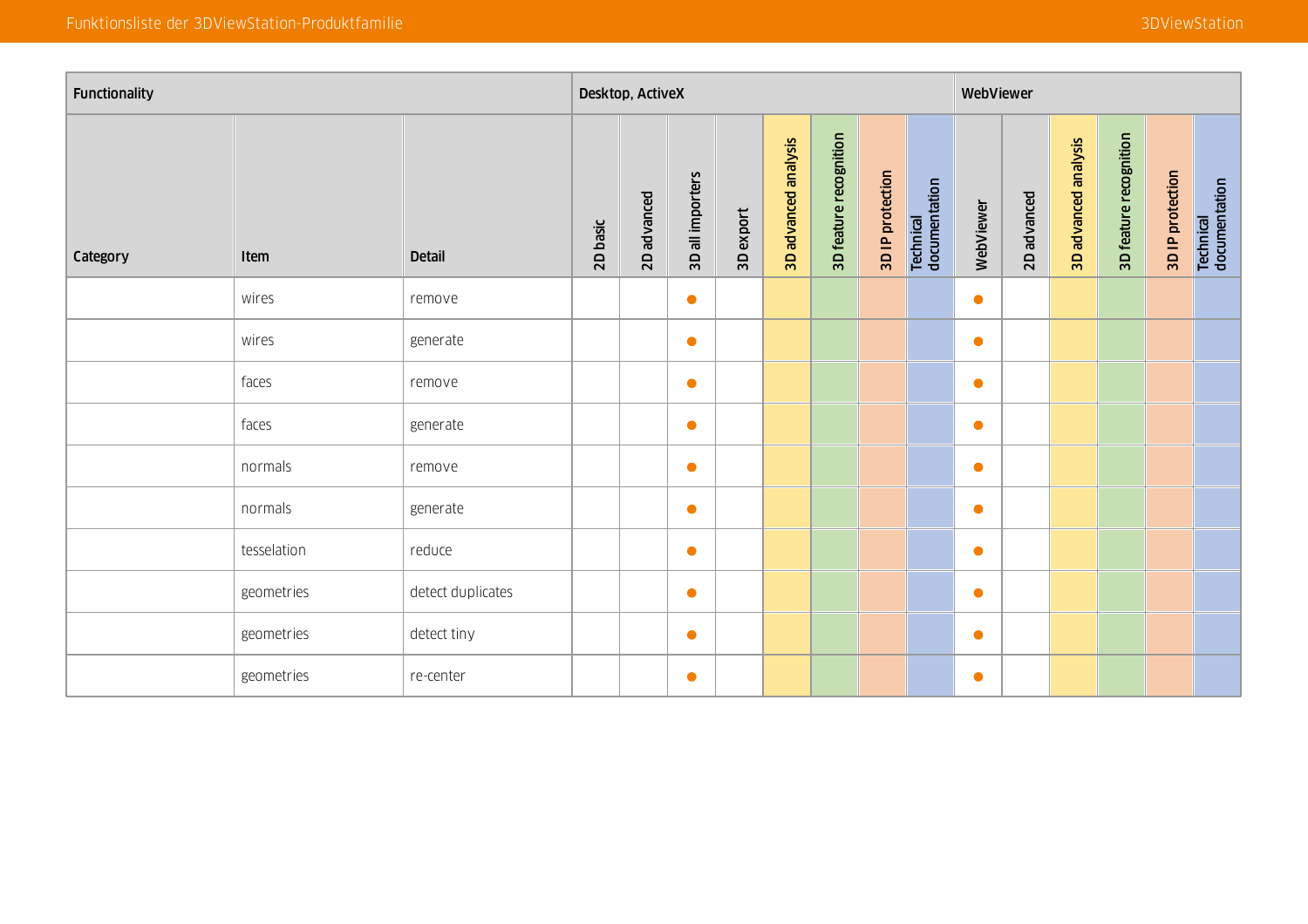| Functionality | | | Desktop, ActiveX | | | | | | | | WebViewer | | | | | |
|---|---|---|---|---|---|---|---|---|---|---|---|---|---|---|---|---|
| Category | Item | Detail | 2D basic | 2D advanced | 3D all importers | 3D export | 3D advanced analysis | 3D feature recognition | 3D IP protection | Technical documentation | WebViewer | 2D advanced | 3D advanced analysis | 3D feature recognition | 3D IP protection | Technical documentation |
| | wires | remove | | | ● | | | | | | ● | | | | | |
| | wires | generate | | | ● | | | | | | ● | | | | | |
| | faces | remove | | | ● | | | | | | ● | | | | | |
| | faces | generate | | | ● | | | | | | ● | | | | | |
| | normals | remove | | | ● | | | | | | ● | | | | | |
| | normals | generate | | | ● | | | | | | ● | | | | | |
| | tesselation | reduce | | | ● | | | | | | ● | | | | | |
| | geometries | detect duplicates | | | ● | | | | | | ● | | | | | |
| | geometries | detect tiny | | | ● | | | | | | ● | | | | | |
| | geometries | re-center | | | ● | | | | | | ● | | | | | |